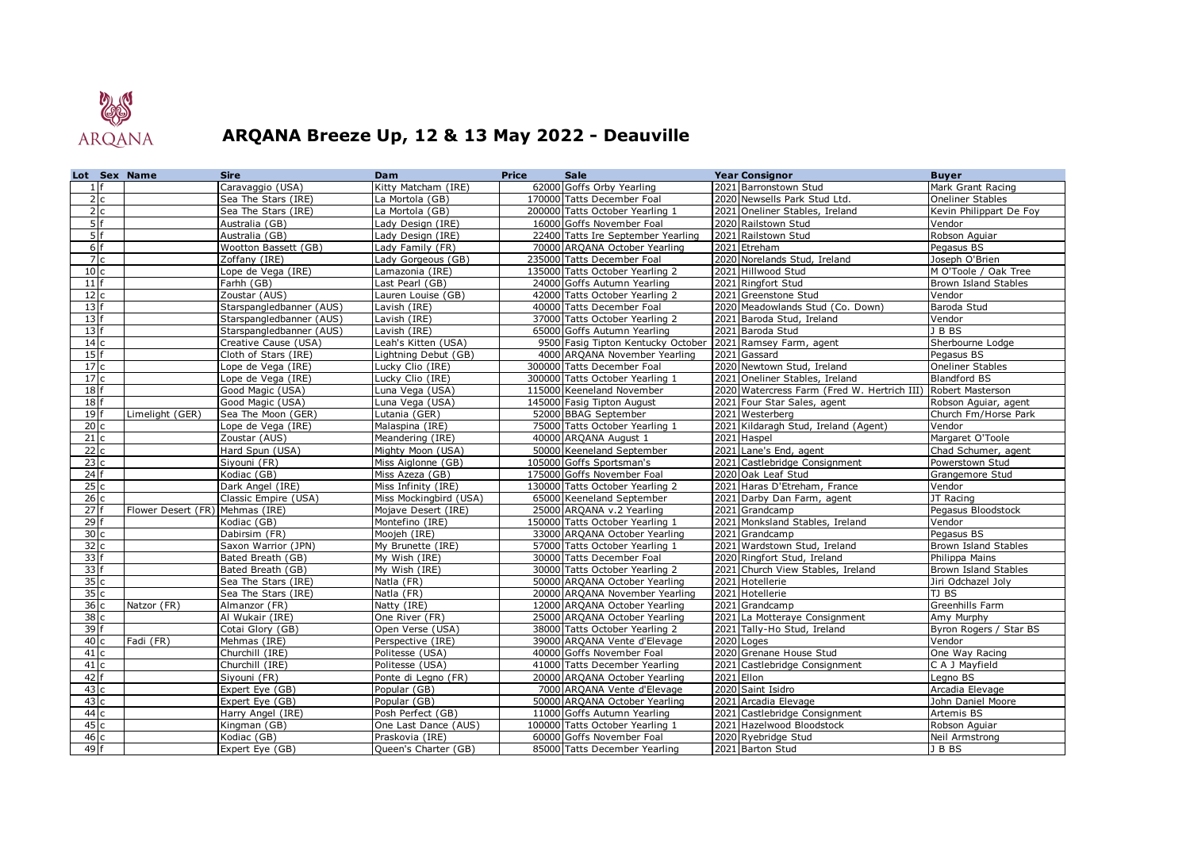# ARQANA Breeze Up, 12 & 13 May 2022 - Deauville

| Lot | Sex | Name | Sire | Dam | Price | Sale | Year | Consignor | Buyer |
|---|---|---|---|---|---|---|---|---|---|
| 1 | f | | Caravaggio (USA) | Kitty Matcham (IRE) | 62000 | Goffs Orby Yearling | 2021 | Barronstown Stud | Mark Grant Racing |
| 2 | c | | Sea The Stars (IRE) | La Mortola (GB) | 170000 | Tatts December Foal | 2020 | Newsells Park Stud Ltd. | Oneliner Stables |
| 2 | c | | Sea The Stars (IRE) | La Mortola (GB) | 200000 | Tatts October Yearling 1 | 2021 | Oneliner Stables, Ireland | Kevin Philippart De Foy |
| 5 | f | | Australia (GB) | Lady Design (IRE) | 16000 | Goffs November Foal | 2020 | Railstown Stud | Vendor |
| 5 | f | | Australia (GB) | Lady Design (IRE) | 22400 | Tatts Ire September Yearling | 2021 | Railstown Stud | Robson Aguiar |
| 6 | f | | Wootton Bassett (GB) | Lady Family (FR) | 70000 | ARQANA October Yearling | 2021 | Etreham | Pegasus BS |
| 7 | c | | Zoffany (IRE) | Lady Gorgeous (GB) | 235000 | Tatts December Foal | 2020 | Norelands Stud, Ireland | Joseph O'Brien |
| 10 | c | | Lope de Vega (IRE) | Lamazonia (IRE) | 135000 | Tatts October Yearling 2 | 2021 | Hillwood Stud | M O'Toole / Oak Tree |
| 11 | f | | Farhh (GB) | Last Pearl (GB) | 24000 | Goffs Autumn Yearling | 2021 | Ringfort Stud | Brown Island Stables |
| 12 | c | | Zoustar (AUS) | Lauren Louise (GB) | 42000 | Tatts October Yearling 2 | 2021 | Greenstone Stud | Vendor |
| 13 | f | | Starspangledbanner (AUS) | Lavish (IRE) | 40000 | Tatts December Foal | 2020 | Meadowlands Stud (Co. Down) | Baroda Stud |
| 13 | f | | Starspangledbanner (AUS) | Lavish (IRE) | 37000 | Tatts October Yearling 2 | 2021 | Baroda Stud, Ireland | Vendor |
| 13 | f | | Starspangledbanner (AUS) | Lavish (IRE) | 65000 | Goffs Autumn Yearling | 2021 | Baroda Stud | J B BS |
| 14 | c | | Creative Cause (USA) | Leah's Kitten (USA) | 9500 | Fasig Tipton Kentucky October | 2021 | Ramsey Farm, agent | Sherbourne Lodge |
| 15 | f | | Cloth of Stars (IRE) | Lightning Debut (GB) | 4000 | ARQANA November Yearling | 2021 | Gassard | Pegasus BS |
| 17 | c | | Lope de Vega (IRE) | Lucky Clio (IRE) | 300000 | Tatts December Foal | 2020 | Newtown Stud, Ireland | Oneliner Stables |
| 17 | c | | Lope de Vega (IRE) | Lucky Clio (IRE) | 300000 | Tatts October Yearling 1 | 2021 | Oneliner Stables, Ireland | Blandford BS |
| 18 | f | | Good Magic (USA) | Luna Vega (USA) | 115000 | Keeneland November | 2020 | Watercress Farm (Fred W. Hertrich III) | Robert Masterson |
| 18 | f | | Good Magic (USA) | Luna Vega (USA) | 145000 | Fasig Tipton August | 2021 | Four Star Sales, agent | Robson Aguiar, agent |
| 19 | f | Limelight (GER) | Sea The Moon (GER) | Lutania (GER) | 52000 | BBAG September | 2021 | Westerberg | Church Fm/Horse Park |
| 20 | c | | Lope de Vega (IRE) | Malaspina (IRE) | 75000 | Tatts October Yearling 1 | 2021 | Kildaragh Stud, Ireland (Agent) | Vendor |
| 21 | c | | Zoustar (AUS) | Meandering (IRE) | 40000 | ARQANA August 1 | 2021 | Haspel | Margaret O'Toole |
| 22 | c | | Hard Spun (USA) | Mighty Moon (USA) | 50000 | Keeneland September | 2021 | Lane's End, agent | Chad Schumer, agent |
| 23 | c | | Siyouni (FR) | Miss Aiglonne (GB) | 105000 | Goffs Sportsman's | 2021 | Castlebridge Consignment | Powerstown Stud |
| 24 | f | | Kodiac (GB) | Miss Azeza (GB) | 175000 | Goffs November Foal | 2020 | Oak Leaf Stud | Grangemore Stud |
| 25 | c | | Dark Angel (IRE) | Miss Infinity (IRE) | 130000 | Tatts October Yearling 2 | 2021 | Haras D'Etreham, France | Vendor |
| 26 | c | | Classic Empire (USA) | Miss Mockingbird (USA) | 65000 | Keeneland September | 2021 | Darby Dan Farm, agent | JT Racing |
| 27 | f | Flower Desert (FR) | Mehmas (IRE) | Mojave Desert (IRE) | 25000 | ARQANA v.2 Yearling | 2021 | Grandcamp | Pegasus Bloodstock |
| 29 | f | | Kodiac (GB) | Montefino (IRE) | 150000 | Tatts October Yearling 1 | 2021 | Monksland Stables, Ireland | Vendor |
| 30 | c | | Dabirsim (FR) | Moojeh (IRE) | 33000 | ARQANA October Yearling | 2021 | Grandcamp | Pegasus BS |
| 32 | c | | Saxon Warrior (JPN) | My Brunette (IRE) | 57000 | Tatts October Yearling 1 | 2021 | Wardstown Stud, Ireland | Brown Island Stables |
| 33 | f | | Bated Breath (GB) | My Wish (IRE) | 30000 | Tatts December Foal | 2020 | Ringfort Stud, Ireland | Philippa Mains |
| 33 | f | | Bated Breath (GB) | My Wish (IRE) | 30000 | Tatts October Yearling 2 | 2021 | Church View Stables, Ireland | Brown Island Stables |
| 35 | c | | Sea The Stars (IRE) | Natla (FR) | 50000 | ARQANA October Yearling | 2021 | Hotellerie | Jiri Odchazel Joly |
| 35 | c | | Sea The Stars (IRE) | Natla (FR) | 20000 | ARQANA November Yearling | 2021 | Hotellerie | TJ BS |
| 36 | c | Natzor (FR) | Almanzor (FR) | Natty (IRE) | 12000 | ARQANA October Yearling | 2021 | Grandcamp | Greenhills Farm |
| 38 | c | | Al Wukair (IRE) | One River (FR) | 25000 | ARQANA October Yearling | 2021 | La Motteraye Consignment | Amy Murphy |
| 39 | f | | Cotai Glory (GB) | Open Verse (USA) | 38000 | Tatts October Yearling 2 | 2021 | Tally-Ho Stud, Ireland | Byron Rogers / Star BS |
| 40 | c | Fadi (FR) | Mehmas (IRE) | Perspective (IRE) | 39000 | ARQANA Vente d'Elevage | 2020 | Loges | Vendor |
| 41 | c | | Churchill (IRE) | Politesse (USA) | 40000 | Goffs November Foal | 2020 | Grenane House Stud | One Way Racing |
| 41 | c | | Churchill (IRE) | Politesse (USA) | 41000 | Tatts December Yearling | 2021 | Castlebridge Consignment | C A J Mayfield |
| 42 | f | | Siyouni (FR) | Ponte di Legno (FR) | 20000 | ARQANA October Yearling | 2021 | Ellon | Legno BS |
| 43 | c | | Expert Eye (GB) | Popular (GB) | 7000 | ARQANA Vente d'Elevage | 2020 | Saint Isidro | Arcadia Elevage |
| 43 | c | | Expert Eye (GB) | Popular (GB) | 50000 | ARQANA October Yearling | 2021 | Arcadia Elevage | John Daniel Moore |
| 44 | c | | Harry Angel (IRE) | Posh Perfect (GB) | 11000 | Goffs Autumn Yearling | 2021 | Castlebridge Consignment | Artemis BS |
| 45 | c | | Kingman (GB) | One Last Dance (AUS) | 100000 | Tatts October Yearling 1 | 2021 | Hazelwood Bloodstock | Robson Aguiar |
| 46 | c | | Kodiac (GB) | Praskovia (IRE) | 60000 | Goffs November Foal | 2020 | Ryebridge Stud | Neil Armstrong |
| 49 | f | | Expert Eye (GB) | Queen's Charter (GB) | 85000 | Tatts December Yearling | 2021 | Barton Stud | J B BS |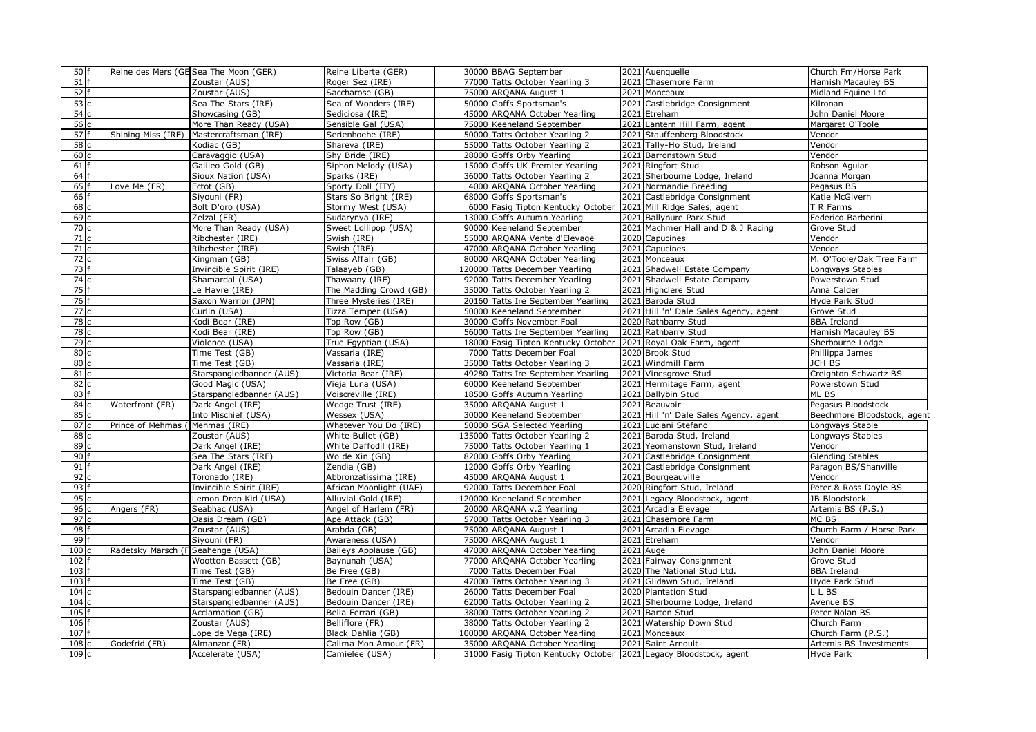| | | | | | | | | |
|---|---|---|---|---|---|---|---|---|
| 50 | f | Reine des Mers (GE | Sea The Moon (GER) | Reine Liberte (GER) | 30000 | BBAG September | 2021 | Auenquelle | Church Fm/Horse Park |
| 51 | f | | Zoustar (AUS) | Roger Sez (IRE) | 77000 | Tatts October Yearling 3 | 2021 | Chasemore Farm | Hamish Macauley BS |
| 52 | f | | Zoustar (AUS) | Saccharose (GB) | 75000 | ARQANA August 1 | 2021 | Monceaux | Midland Equine Ltd |
| 53 | c | | Sea The Stars (IRE) | Sea of Wonders (IRE) | 50000 | Goffs Sportsman's | 2021 | Castlebridge Consignment | Kilronan |
| 54 | c | | Showcasing (GB) | Sediciosa (IRE) | 45000 | ARQANA October Yearling | 2021 | Etreham | John Daniel Moore |
| 56 | c | | More Than Ready (USA) | Sensible Gal (USA) | 75000 | Keeneland September | 2021 | Lantern Hill Farm, agent | Margaret O'Toole |
| 57 | f | Shining Miss (IRE) | Mastercraftsman (IRE) | Serienhoehe (IRE) | 50000 | Tatts October Yearling 2 | 2021 | Stauffenberg Bloodstock | Vendor |
| 58 | c | | Kodiac (GB) | Shareva (IRE) | 55000 | Tatts October Yearling 2 | 2021 | Tally-Ho Stud, Ireland | Vendor |
| 60 | c | | Caravaggio (USA) | Shy Bride (IRE) | 28000 | Goffs Orby Yearling | 2021 | Barronstown Stud | Vendor |
| 61 | f | | Galileo Gold (GB) | Siphon Melody (USA) | 15000 | Goffs UK Premier Yearling | 2021 | Ringfort Stud | Robson Aguiar |
| 64 | f | | Sioux Nation (USA) | Sparks (IRE) | 36000 | Tatts October Yearling 2 | 2021 | Sherbourne Lodge, Ireland | Joanna Morgan |
| 65 | f | Love Me (FR) | Ectot (GB) | Sporty Doll (ITY) | 4000 | ARQANA October Yearling | 2021 | Normandie Breeding | Pegasus BS |
| 66 | f | | Siyouni (FR) | Stars So Bright (IRE) | 68000 | Goffs Sportsman's | 2021 | Castlebridge Consignment | Katie McGivern |
| 68 | c | | Bolt D'oro (USA) | Stormy West (USA) | 6000 | Fasig Tipton Kentucky October | 2021 | Mill Ridge Sales, agent | T R Farms |
| 69 | c | | Zelzal (FR) | Sudarynya (IRE) | 13000 | Goffs Autumn Yearling | 2021 | Ballynure Park Stud | Federico Barberini |
| 70 | c | | More Than Ready (USA) | Sweet Lollipop (USA) | 90000 | Keeneland September | 2021 | Machmer Hall and D & J Racing | Grove Stud |
| 71 | c | | Ribchester (IRE) | Swish (IRE) | 55000 | ARQANA Vente d'Elevage | 2020 | Capucines | Vendor |
| 71 | c | | Ribchester (IRE) | Swish (IRE) | 47000 | ARQANA October Yearling | 2021 | Capucines | Vendor |
| 72 | c | | Kingman (GB) | Swiss Affair (GB) | 80000 | ARQANA October Yearling | 2021 | Monceaux | M. O'Toole/Oak Tree Farm |
| 73 | f | | Invincible Spirit (IRE) | Talaayeb (GB) | 120000 | Tatts December Yearling | 2021 | Shadwell Estate Company | Longways Stables |
| 74 | c | | Shamardal (USA) | Thawaany (IRE) | 92000 | Tatts December Yearling | 2021 | Shadwell Estate Company | Powerstown Stud |
| 75 | f | | Le Havre (IRE) | The Madding Crowd (GB) | 35000 | Tatts October Yearling 2 | 2021 | Highclere Stud | Anna Calder |
| 76 | f | | Saxon Warrior (JPN) | Three Mysteries (IRE) | 20160 | Tatts Ire September Yearling | 2021 | Baroda Stud | Hyde Park Stud |
| 77 | c | | Curlin (USA) | Tizza Temper (USA) | 50000 | Keeneland September | 2021 | Hill 'n' Dale Sales Agency, agent | Grove Stud |
| 78 | c | | Kodi Bear (IRE) | Top Row (GB) | 30000 | Goffs November Foal | 2020 | Rathbarry Stud | BBA Ireland |
| 78 | c | | Kodi Bear (IRE) | Top Row (GB) | 56000 | Tatts Ire September Yearling | 2021 | Rathbarry Stud | Hamish Macauley BS |
| 79 | c | | Violence (USA) | True Egyptian (USA) | 18000 | Fasig Tipton Kentucky October | 2021 | Royal Oak Farm, agent | Sherbourne Lodge |
| 80 | c | | Time Test (GB) | Vassaria (IRE) | 7000 | Tatts December Foal | 2020 | Brook Stud | Phillippa James |
| 80 | c | | Time Test (GB) | Vassaria (IRE) | 35000 | Tatts October Yearling 3 | 2021 | Windmill Farm | JCH BS |
| 81 | c | | Starspangledbanner (AUS) | Victoria Bear (IRE) | 49280 | Tatts Ire September Yearling | 2021 | Vinesgrove Stud | Creighton Schwartz BS |
| 82 | c | | Good Magic (USA) | Vieja Luna (USA) | 60000 | Keeneland September | 2021 | Hermitage Farm, agent | Powerstown Stud |
| 83 | f | | Starspangledbanner (AUS) | Voiscreville (IRE) | 18500 | Goffs Autumn Yearling | 2021 | Ballybin Stud | ML BS |
| 84 | c | Waterfront (FR) | Dark Angel (IRE) | Wedge Trust (IRE) | 35000 | ARQANA August 1 | 2021 | Beauvoir | Pegasus Bloodstock |
| 85 | c | | Into Mischief (USA) | Wessex (USA) | 30000 | Keeneland September | 2021 | Hill 'n' Dale Sales Agency, agent | Beechmore Bloodstock, agent |
| 87 | c | Prince of Mehmas ( | Mehmas (IRE) | Whatever You Do (IRE) | 50000 | SGA Selected Yearling | 2021 | Luciani Stefano | Longways Stable |
| 88 | c | | Zoustar (AUS) | White Bullet (GB) | 135000 | Tatts October Yearling 2 | 2021 | Baroda Stud, Ireland | Longways Stables |
| 89 | c | | Dark Angel (IRE) | White Daffodil (IRE) | 75000 | Tatts October Yearling 1 | 2021 | Yeomanstown Stud, Ireland | Vendor |
| 90 | f | | Sea The Stars (IRE) | Wo de Xin (GB) | 82000 | Goffs Orby Yearling | 2021 | Castlebridge Consignment | Glending Stables |
| 91 | f | | Dark Angel (IRE) | Zendia (GB) | 12000 | Goffs Orby Yearling | 2021 | Castlebridge Consignment | Paragon BS/Shanville |
| 92 | c | | Toronado (IRE) | Abbronzatissima (IRE) | 45000 | ARQANA August 1 | 2021 | Bourgeauville | Vendor |
| 93 | f | | Invincible Spirit (IRE) | African Moonlight (UAE) | 92000 | Tatts December Foal | 2020 | Ringfort Stud, Ireland | Peter & Ross Doyle BS |
| 95 | c | | Lemon Drop Kid (USA) | Alluvial Gold (IRE) | 120000 | Keeneland September | 2021 | Legacy Bloodstock, agent | JB Bloodstock |
| 96 | c | Angers (FR) | Seabhac (USA) | Angel of Harlem (FR) | 20000 | ARQANA v.2 Yearling | 2021 | Arcadia Elevage | Artemis BS (P.S.) |
| 97 | c | | Oasis Dream (GB) | Ape Attack (GB) | 57000 | Tatts October Yearling 3 | 2021 | Chasemore Farm | MC BS |
| 98 | f | | Zoustar (AUS) | Arabda (GB) | 75000 | ARQANA August 1 | 2021 | Arcadia Elevage | Church Farm / Horse Park |
| 99 | f | | Siyouni (FR) | Awareness (USA) | 75000 | ARQANA August 1 | 2021 | Etreham | Vendor |
| 100 | c | Radetsky Marsch (F | Seahenge (USA) | Baileys Applause (GB) | 47000 | ARQANA October Yearling | 2021 | Auge | John Daniel Moore |
| 102 | f | | Wootton Bassett (GB) | Baynunah (USA) | 77000 | ARQANA October Yearling | 2021 | Fairway Consignment | Grove Stud |
| 103 | f | | Time Test (GB) | Be Free (GB) | 7000 | Tatts December Foal | 2020 | The National Stud Ltd. | BBA Ireland |
| 103 | f | | Time Test (GB) | Be Free (GB) | 47000 | Tatts October Yearling 3 | 2021 | Glidawn Stud, Ireland | Hyde Park Stud |
| 104 | c | | Starspangledbanner (AUS) | Bedouin Dancer (IRE) | 26000 | Tatts December Foal | 2020 | Plantation Stud | L L BS |
| 104 | c | | Starspangledbanner (AUS) | Bedouin Dancer (IRE) | 62000 | Tatts October Yearling 2 | 2021 | Sherbourne Lodge, Ireland | Avenue BS |
| 105 | f | | Acclamation (GB) | Bella Ferrari (GB) | 38000 | Tatts October Yearling 2 | 2021 | Barton Stud | Peter Nolan BS |
| 106 | f | | Zoustar (AUS) | Belliflore (FR) | 38000 | Tatts October Yearling 2 | 2021 | Watership Down Stud | Church Farm |
| 107 | f | | Lope de Vega (IRE) | Black Dahlia (GB) | 100000 | ARQANA October Yearling | 2021 | Monceaux | Church Farm (P.S.) |
| 108 | c | Godefrid (FR) | Almanzor (FR) | Calima Mon Amour (FR) | 35000 | ARQANA October Yearling | 2021 | Saint Arnoult | Artemis BS Investments |
| 109 | c | | Accelerate (USA) | Camielee (USA) | 31000 | Fasig Tipton Kentucky October | 2021 | Legacy Bloodstock, agent | Hyde Park |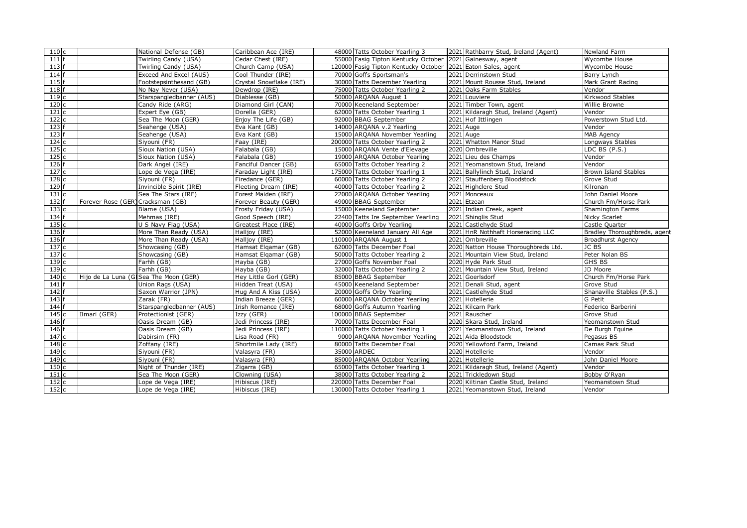| | | | | | | | | | | |
|---|---|---|---|---|---|---|---|---|---|---|
| 110 | c | | National Defense (GB) | Caribbean Ace (IRE) | 48000 | Tatts October Yearling 3 | 2021 | Rathbarry Stud, Ireland (Agent) | Newland Farm |
| 111 | f | | Twirling Candy (USA) | Cedar Chest (IRE) | 55000 | Fasig Tipton Kentucky October | 2021 | Gainesway, agent | Wycombe House |
| 113 | f | | Twirling Candy (USA) | Church Camp (USA) | 120000 | Fasig Tipton Kentucky October | 2021 | Eaton Sales, agent | Wycombe House |
| 114 | f | | Exceed And Excel (AUS) | Cool Thunder (IRE) | 70000 | Goffs Sportsman's | 2021 | Derrinstown Stud | Barry Lynch |
| 115 | f | | Footstepsinthesand (GB) | Crystal Snowflake (IRE) | 30000 | Tatts December Yearling | 2021 | Mount Rousse Stud, Ireland | Mark Grant Racing |
| 118 | f | | No Nay Never (USA) | Dewdrop (IRE) | 75000 | Tatts October Yearling 2 | 2021 | Oaks Farm Stables | Vendor |
| 119 | c | | Starspangledbanner (AUS) | Diablesse (GB) | 50000 | ARQANA August 1 | 2021 | Louviere | Kirkwood Stables |
| 120 | c | | Candy Ride (ARG) | Diamond Girl (CAN) | 70000 | Keeneland September | 2021 | Timber Town, agent | Willie Browne |
| 121 | c | | Expert Eye (GB) | Dorella (GER) | 62000 | Tatts October Yearling 1 | 2021 | Kildaragh Stud, Ireland (Agent) | Vendor |
| 122 | c | | Sea The Moon (GER) | Enjoy The Life (GB) | 92000 | BBAG September | 2021 | Hof Ittlingen | Powerstown Stud Ltd. |
| 123 | f | | Seahenge (USA) | Eva Kant (GB) | 14000 | ARQANA v.2 Yearling | 2021 | Auge | Vendor |
| 123 | f | | Seahenge (USA) | Eva Kant (GB) | 15000 | ARQANA November Yearling | 2021 | Auge | MAB Agency |
| 124 | c | | Siyouni (FR) | Faay (IRE) | 200000 | Tatts October Yearling 2 | 2021 | Whatton Manor Stud | Longways Stables |
| 125 | c | | Sioux Nation (USA) | Falabala (GB) | 15000 | ARQANA Vente d'Elevage | 2020 | Ombreville | LDC BS (P.S.) |
| 125 | c | | Sioux Nation (USA) | Falabala (GB) | 19000 | ARQANA October Yearling | 2021 | Lieu des Champs | Vendor |
| 126 | f | | Dark Angel (IRE) | Fanciful Dancer (GB) | 65000 | Tatts October Yearling 2 | 2021 | Yeomanstown Stud, Ireland | Vendor |
| 127 | c | | Lope de Vega (IRE) | Faraday Light (IRE) | 175000 | Tatts October Yearling 1 | 2021 | Ballylinch Stud, Ireland | Brown Island Stables |
| 128 | c | | Siyouni (FR) | Firedance (GER) | 60000 | Tatts October Yearling 2 | 2021 | Stauffenberg Bloodstock | Grove Stud |
| 129 | f | | Invincible Spirit (IRE) | Fleeting Dream (IRE) | 40000 | Tatts October Yearling 2 | 2021 | Highclere Stud | Kilronan |
| 131 | c | | Sea The Stars (IRE) | Forest Maiden (IRE) | 22000 | ARQANA October Yearling | 2021 | Monceaux | John Daniel Moore |
| 132 | f | Forever Rose (GER) | Cracksman (GB) | Forever Beauty (GER) | 49000 | BBAG September | 2021 | Etzean | Church Fm/Horse Park |
| 133 | c | | Blame (USA) | Frosty Friday (USA) | 15000 | Keeneland September | 2021 | Indian Creek, agent | Shamington Farms |
| 134 | f | | Mehmas (IRE) | Good Speech (IRE) | 22400 | Tatts Ire September Yearling | 2021 | Shinglis Stud | Nicky Scarlet |
| 135 | c | | U S Navy Flag (USA) | Greatest Place (IRE) | 40000 | Goffs Orby Yearling | 2021 | Castlehyde Stud | Castle Quarter |
| 136 | f | | More Than Ready (USA) | Halljoy (IRE) | 52000 | Keeneland January All Age | 2021 | HnR Nothhaft Horseracing LLC | Bradley Thoroughbreds, agent |
| 136 | f | | More Than Ready (USA) | Halljoy (IRE) | 110000 | ARQANA August 1 | 2021 | Ombreville | Broadhurst Agency |
| 137 | c | | Showcasing (GB) | Hamsat Elqamar (GB) | 62000 | Tatts December Foal | 2020 | Natton House Thoroughbreds Ltd. | JC BS |
| 137 | c | | Showcasing (GB) | Hamsat Elqamar (GB) | 50000 | Tatts October Yearling 2 | 2021 | Mountain View Stud, Ireland | Peter Nolan BS |
| 139 | c | | Farhh (GB) | Hayba (GB) | 27000 | Goffs November Foal | 2020 | Hyde Park Stud | GHS BS |
| 139 | c | | Farhh (GB) | Hayba (GB) | 32000 | Tatts October Yearling 2 | 2021 | Mountain View Stud, Ireland | JD Moore |
| 140 | c | Hijo de La Luna (G | Sea The Moon (GER) | Hey Little Gorl (GER) | 85000 | BBAG September | 2021 | Goerlsdorf | Church Fm/Horse Park |
| 141 | f | | Union Rags (USA) | Hidden Treat (USA) | 45000 | Keeneland September | 2021 | Denali Stud, agent | Grove Stud |
| 142 | f | | Saxon Warrior (JPN) | Hug And A Kiss (USA) | 20000 | Goffs Orby Yearling | 2021 | Castlehyde Stud | Shanaville Stables (P.S.) |
| 143 | f | | Zarak (FR) | Indian Breeze (GER) | 60000 | ARQANA October Yearling | 2021 | Hotellerie | G Petit |
| 144 | f | | Starspangledbanner (AUS) | Irish Romance (IRE) | 68000 | Goffs Autumn Yearling | 2021 | Kilcarn Park | Federico Barberini |
| 145 | c | Ilmari (GER) | Protectionist (GER) | Izzy (GER) | 100000 | BBAG September | 2021 | Rauscher | Grove Stud |
| 146 | f | | Oasis Dream (GB) | Jedi Princess (IRE) | 70000 | Tatts December Foal | 2020 | Skara Stud, Ireland | Yeomanstown Stud |
| 146 | f | | Oasis Dream (GB) | Jedi Princess (IRE) | 110000 | Tatts October Yearling 1 | 2021 | Yeomanstown Stud, Ireland | De Burgh Equine |
| 147 | c | | Dabirsim (FR) | Lisa Road (FR) | 9000 | ARQANA November Yearling | 2021 | Aida Bloodstock | Pegasus BS |
| 148 | c | | Zoffany (IRE) | Shortmile Lady (IRE) | 80000 | Tatts December Foal | 2020 | Yellowford Farm, Ireland | Camas Park Stud |
| 149 | c | | Siyouni (FR) | Valasyra (FR) | 35000 | ARDEC | 2020 | Hotellerie | Vendor |
| 149 | c | | Siyouni (FR) | Valasyra (FR) | 85000 | ARQANA October Yearling | 2021 | Hotellerie | John Daniel Moore |
| 150 | c | | Night of Thunder (IRE) | Zigarra (GB) | 65000 | Tatts October Yearling 1 | 2021 | Kildaragh Stud, Ireland (Agent) | Vendor |
| 151 | c | | Sea The Moon (GER) | Clowning (USA) | 38000 | Tatts October Yearling 2 | 2021 | Trickledown Stud | Bobby O'Ryan |
| 152 | c | | Lope de Vega (IRE) | Hibiscus (IRE) | 220000 | Tatts December Foal | 2020 | Kiltinan Castle Stud, Ireland | Yeomanstown Stud |
| 152 | c | | Lope de Vega (IRE) | Hibiscus (IRE) | 130000 | Tatts October Yearling 1 | 2021 | Yeomanstown Stud, Ireland | Vendor |